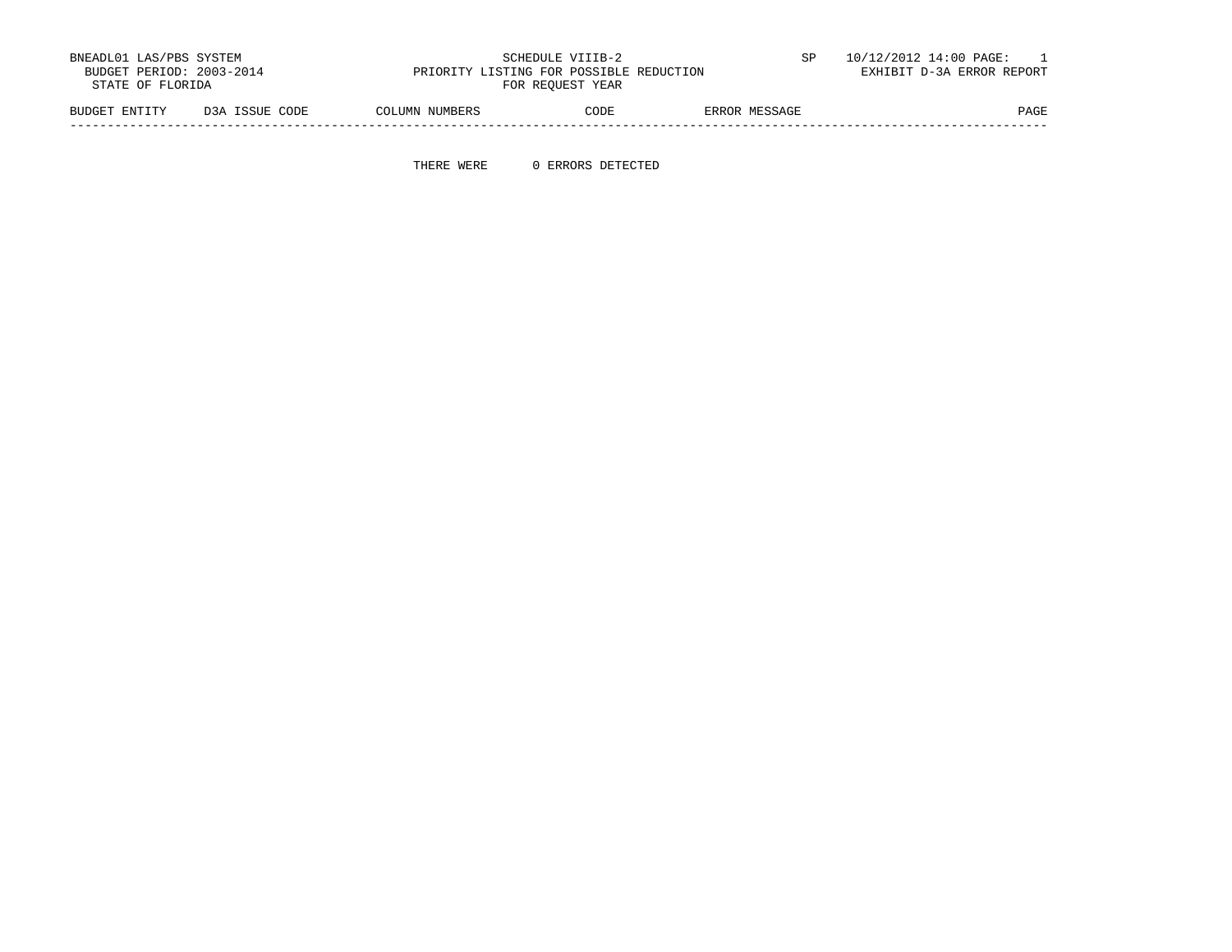BNEADL01 LAS/PBS SYSTEM
BUDGET PERIOD: 2003-2014
STATE OF FLORIDA

SCHEDULE VIIIB-2
PRIORITY LISTING FOR POSSIBLE REDUCTION
FOR REQUEST YEAR

SP 10/12/2012 14:00 PAGE: 1
EXHIBIT D-3A ERROR REPORT

| BUDGET ENTITY | D3A ISSUE CODE | COLUMN NUMBERS | CODE | ERROR MESSAGE | PAGE |
|---|---|---|---|---|---|

THERE WERE 0 ERRORS DETECTED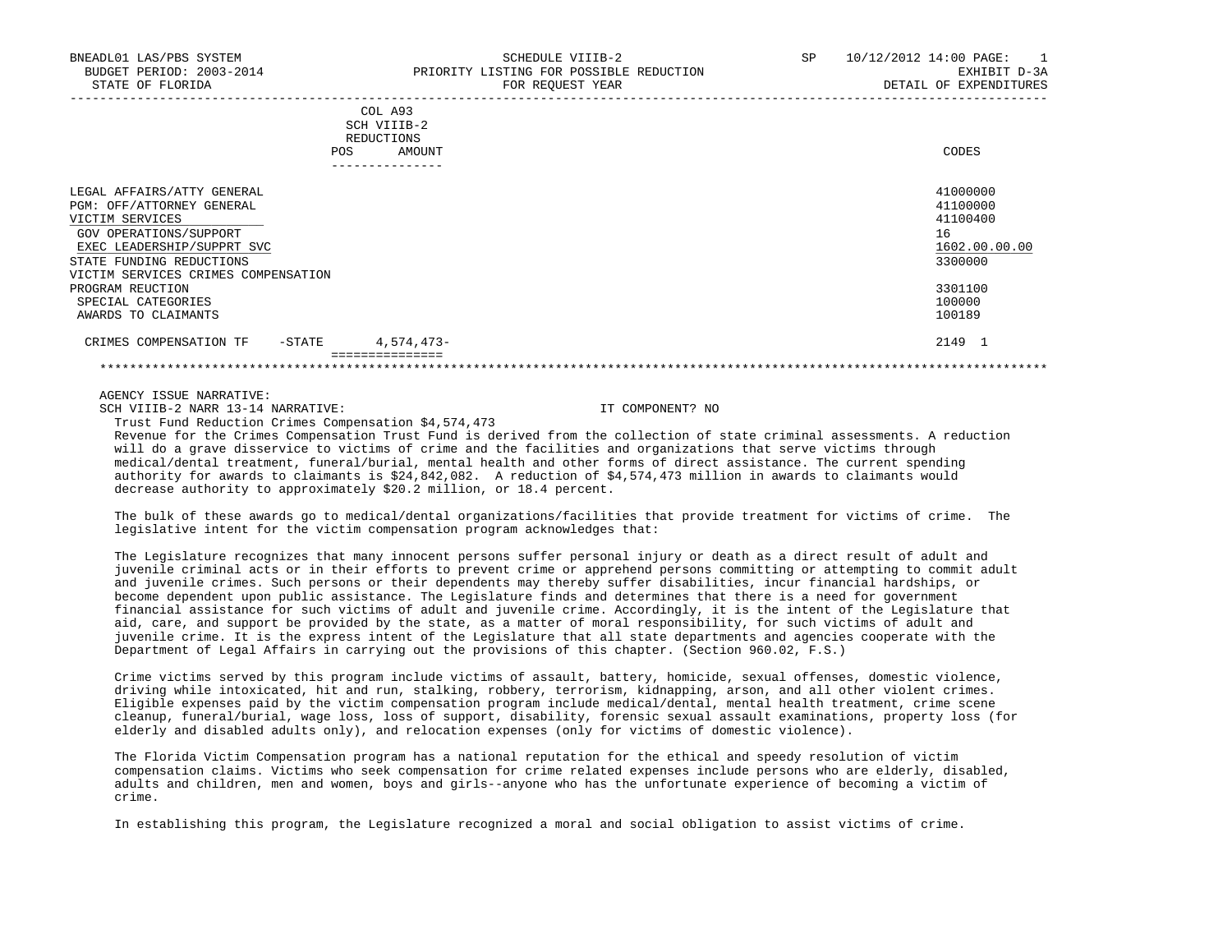BNEADL01 LAS/PBS SYSTEM | SCHEDULE VIIIB-2 | SP 10/12/2012 14:00 PAGE: 1
BUDGET PERIOD: 2003-2014 | PRIORITY LISTING FOR POSSIBLE REDUCTION | EXHIBIT D-3A
STATE OF FLORIDA | FOR REQUEST YEAR | DETAIL OF EXPENDITURES

| | COL A93 SCH VIIIB-2 REDUCTIONS POS | AMOUNT | CODES |
|---|---|---|---|
| LEGAL AFFAIRS/ATTY GENERAL | | | 41000000 |
| PGM: OFF/ATTORNEY GENERAL | | | 41100000 |
| VICTIM SERVICES | | | 41100400 |
| GOV OPERATIONS/SUPPORT | | | 16 |
| EXEC LEADERSHIP/SUPPRT SVC | | | 1602.00.00.00 |
| STATE FUNDING REDUCTIONS | | | 3300000 |
| VICTIM SERVICES CRIMES COMPENSATION PROGRAM REUCTION | | | 3301100 |
| SPECIAL CATEGORIES | | | 100000 |
| AWARDS TO CLAIMANTS | | | 100189 |
| CRIMES COMPENSATION TF -STATE | | 4,574,473- | 2149 1 |

AGENCY ISSUE NARRATIVE:
SCH VIIIB-2 NARR 13-14 NARRATIVE: IT COMPONENT? NO

Trust Fund Reduction Crimes Compensation $4,574,473
Revenue for the Crimes Compensation Trust Fund is derived from the collection of state criminal assessments. A reduction will do a grave disservice to victims of crime and the facilities and organizations that serve victims through medical/dental treatment, funeral/burial, mental health and other forms of direct assistance. The current spending authority for awards to claimants is $24,842,082. A reduction of $4,574,473 million in awards to claimants would decrease authority to approximately $20.2 million, or 18.4 percent.

The bulk of these awards go to medical/dental organizations/facilities that provide treatment for victims of crime. The legislative intent for the victim compensation program acknowledges that:

The Legislature recognizes that many innocent persons suffer personal injury or death as a direct result of adult and juvenile criminal acts or in their efforts to prevent crime or apprehend persons committing or attempting to commit adult and juvenile crimes. Such persons or their dependents may thereby suffer disabilities, incur financial hardships, or become dependent upon public assistance. The Legislature finds and determines that there is a need for government financial assistance for such victims of adult and juvenile crime. Accordingly, it is the intent of the Legislature that aid, care, and support be provided by the state, as a matter of moral responsibility, for such victims of adult and juvenile crime. It is the express intent of the Legislature that all state departments and agencies cooperate with the Department of Legal Affairs in carrying out the provisions of this chapter. (Section 960.02, F.S.)

Crime victims served by this program include victims of assault, battery, homicide, sexual offenses, domestic violence, driving while intoxicated, hit and run, stalking, robbery, terrorism, kidnapping, arson, and all other violent crimes. Eligible expenses paid by the victim compensation program include medical/dental, mental health treatment, crime scene cleanup, funeral/burial, wage loss, loss of support, disability, forensic sexual assault examinations, property loss (for elderly and disabled adults only), and relocation expenses (only for victims of domestic violence).

The Florida Victim Compensation program has a national reputation for the ethical and speedy resolution of victim compensation claims. Victims who seek compensation for crime related expenses include persons who are elderly, disabled, adults and children, men and women, boys and girls--anyone who has the unfortunate experience of becoming a victim of crime.

In establishing this program, the Legislature recognized a moral and social obligation to assist victims of crime.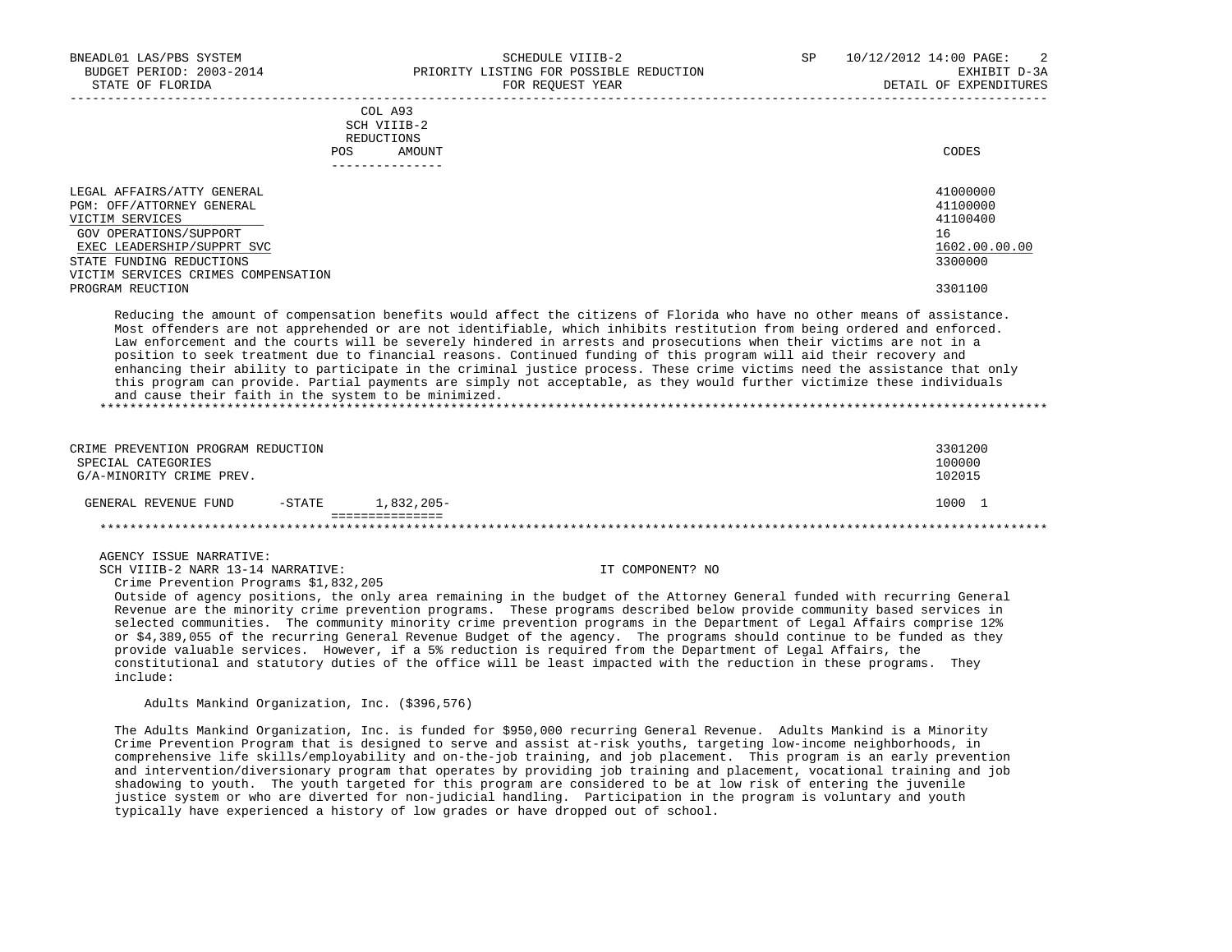| | COL A93 SCH VIIIB-2 REDUCTIONS POS AMOUNT | CODES |
|---|---|---|
| LEGAL AFFAIRS/ATTY GENERAL | | 41000000 |
| PGM: OFF/ATTORNEY GENERAL | | 41100000 |
| VICTIM SERVICES | | 41100400 |
| GOV OPERATIONS/SUPPORT | | 16 |
| EXEC LEADERSHIP/SUPPRT SVC | | 1602.00.00.00 |
| STATE FUNDING REDUCTIONS | | 3300000 |
| VICTIM SERVICES CRIMES COMPENSATION PROGRAM REUCTION | | 3301100 |

Reducing the amount of compensation benefits would affect the citizens of Florida who have no other means of assistance. Most offenders are not apprehended or are not identifiable, which inhibits restitution from being ordered and enforced. Law enforcement and the courts will be severely hindered in arrests and prosecutions when their victims are not in a position to seek treatment due to financial reasons. Continued funding of this program will aid their recovery and enhancing their ability to participate in the criminal justice process. These crime victims need the assistance that only this program can provide. Partial payments are simply not acceptable, as they would further victimize these individuals and cause their faith in the system to be minimized.

*******************************************************************************************************************

| | | CODES |
|---|---|---|
| CRIME PREVENTION PROGRAM REDUCTION | | 3301200 |
| SPECIAL CATEGORIES | | 100000 |
| G/A-MINORITY CRIME PREV. | | 102015 |
| GENERAL REVENUE FUND -STATE | 1,832,205- | 1000 1 |

*******************************************************************************************************************

AGENCY ISSUE NARRATIVE:
SCH VIIIB-2 NARR 13-14 NARRATIVE: IT COMPONENT? NO

Crime Prevention Programs $1,832,205

Outside of agency positions, the only area remaining in the budget of the Attorney General funded with recurring General Revenue are the minority crime prevention programs. These programs described below provide community based services in selected communities. The community minority crime prevention programs in the Department of Legal Affairs comprise 12% or $4,389,055 of the recurring General Revenue Budget of the agency. The programs should continue to be funded as they provide valuable services. However, if a 5% reduction is required from the Department of Legal Affairs, the constitutional and statutory duties of the office will be least impacted with the reduction in these programs. They include:

Adults Mankind Organization, Inc. ($396,576)

The Adults Mankind Organization, Inc. is funded for $950,000 recurring General Revenue. Adults Mankind is a Minority Crime Prevention Program that is designed to serve and assist at-risk youths, targeting low-income neighborhoods, in comprehensive life skills/employability and on-the-job training, and job placement. This program is an early prevention and intervention/diversionary program that operates by providing job training and placement, vocational training and job shadowing to youth. The youth targeted for this program are considered to be at low risk of entering the juvenile justice system or who are diverted for non-judicial handling. Participation in the program is voluntary and youth typically have experienced a history of low grades or have dropped out of school.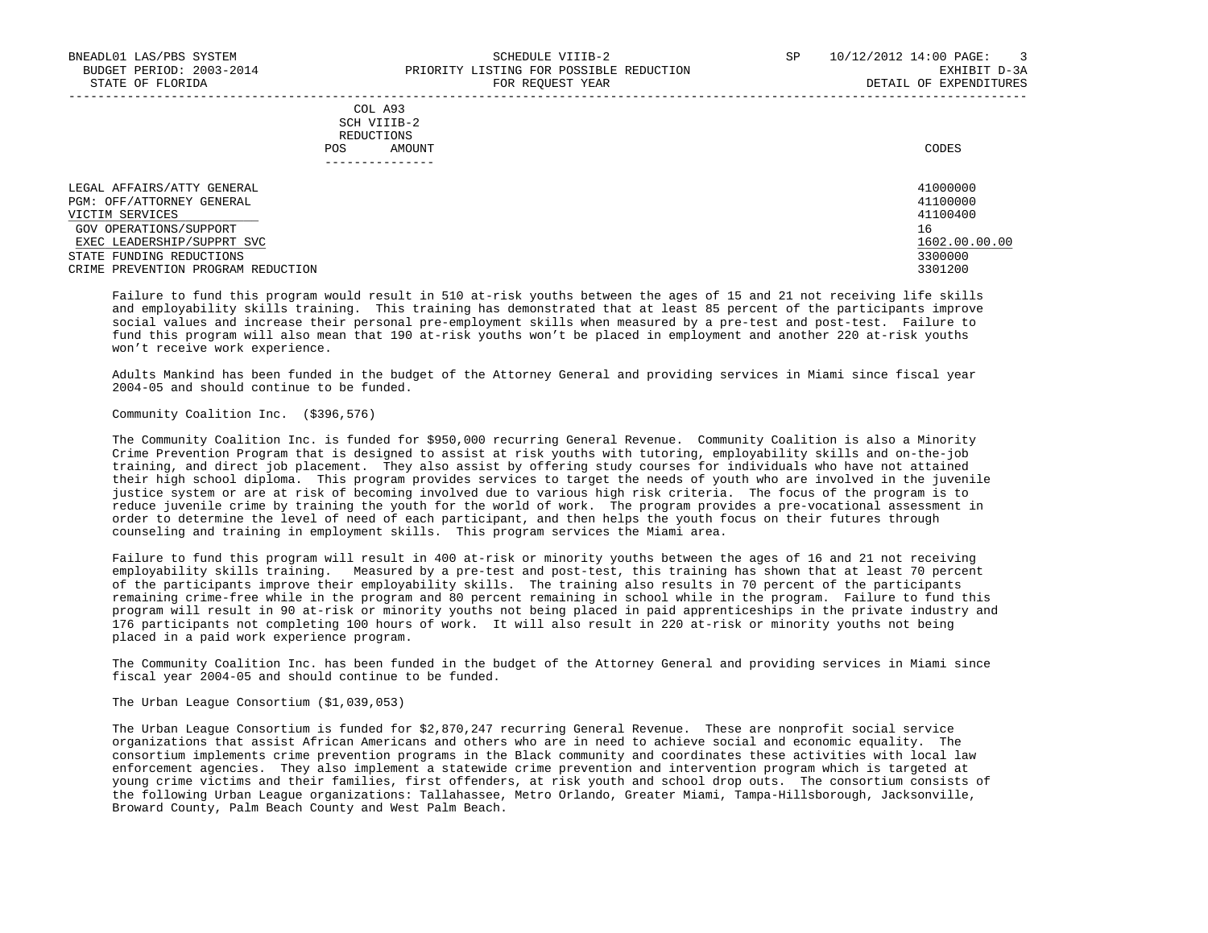| | COL A93 SCH VIIIB-2 REDUCTIONS | | |
|---|---|---|---|
| | POS | AMOUNT | CODES |
| LEGAL AFFAIRS/ATTY GENERAL | | | 41000000 |
| PGM: OFF/ATTORNEY GENERAL | | | 41100000 |
| VICTIM SERVICES | | | 41100400 |
| GOV OPERATIONS/SUPPORT | | | 16 |
| EXEC LEADERSHIP/SUPPRT SVC | | | 1602.00.00.00 |
| STATE FUNDING REDUCTIONS | | | 3300000 |
| CRIME PREVENTION PROGRAM REDUCTION | | | 3301200 |

Failure to fund this program would result in 510 at-risk youths between the ages of 15 and 21 not receiving life skills and employability skills training. This training has demonstrated that at least 85 percent of the participants improve social values and increase their personal pre-employment skills when measured by a pre-test and post-test. Failure to fund this program will also mean that 190 at-risk youths won't be placed in employment and another 220 at-risk youths won't receive work experience.

Adults Mankind has been funded in the budget of the Attorney General and providing services in Miami since fiscal year 2004-05 and should continue to be funded.

Community Coalition Inc. ($396,576)

The Community Coalition Inc. is funded for $950,000 recurring General Revenue. Community Coalition is also a Minority Crime Prevention Program that is designed to assist at risk youths with tutoring, employability skills and on-the-job training, and direct job placement. They also assist by offering study courses for individuals who have not attained their high school diploma. This program provides services to target the needs of youth who are involved in the juvenile justice system or are at risk of becoming involved due to various high risk criteria. The focus of the program is to reduce juvenile crime by training the youth for the world of work. The program provides a pre-vocational assessment in order to determine the level of need of each participant, and then helps the youth focus on their futures through counseling and training in employment skills. This program services the Miami area.

Failure to fund this program will result in 400 at-risk or minority youths between the ages of 16 and 21 not receiving employability skills training. Measured by a pre-test and post-test, this training has shown that at least 70 percent of the participants improve their employability skills. The training also results in 70 percent of the participants remaining crime-free while in the program and 80 percent remaining in school while in the program. Failure to fund this program will result in 90 at-risk or minority youths not being placed in paid apprenticeships in the private industry and 176 participants not completing 100 hours of work. It will also result in 220 at-risk or minority youths not being placed in a paid work experience program.

The Community Coalition Inc. has been funded in the budget of the Attorney General and providing services in Miami since fiscal year 2004-05 and should continue to be funded.

The Urban League Consortium ($1,039,053)

The Urban League Consortium is funded for $2,870,247 recurring General Revenue. These are nonprofit social service organizations that assist African Americans and others who are in need to achieve social and economic equality. The consortium implements crime prevention programs in the Black community and coordinates these activities with local law enforcement agencies. They also implement a statewide crime prevention and intervention program which is targeted at young crime victims and their families, first offenders, at risk youth and school drop outs. The consortium consists of the following Urban League organizations: Tallahassee, Metro Orlando, Greater Miami, Tampa-Hillsborough, Jacksonville, Broward County, Palm Beach County and West Palm Beach.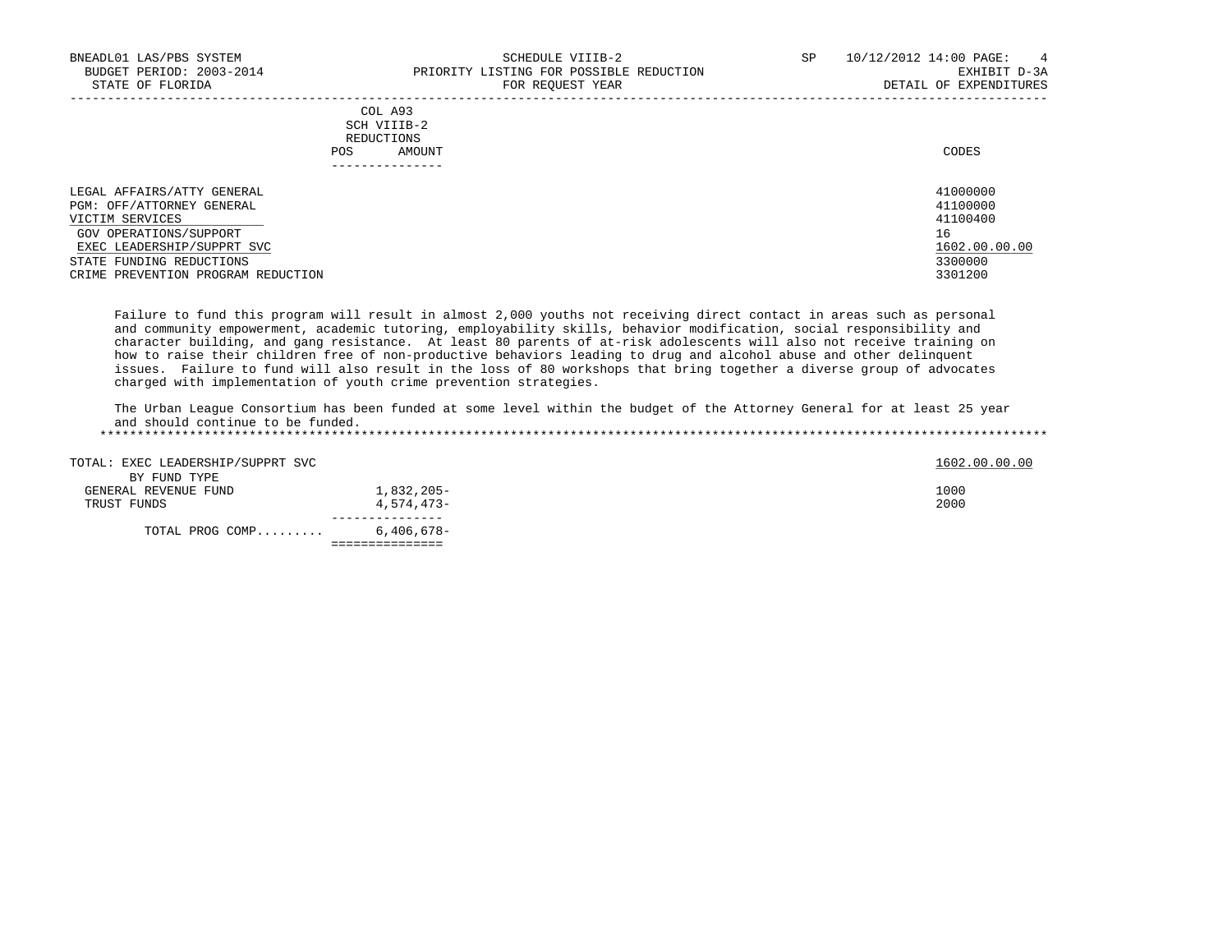| | COL A93 SCH VIIIB-2 REDUCTIONS | | |
|---|---|---|---|
| | POS | AMOUNT | CODES |
| LEGAL AFFAIRS/ATTY GENERAL | | | 41000000 |
| PGM: OFF/ATTORNEY GENERAL | | | 41100000 |
| VICTIM SERVICES | | | 41100400 |
| GOV OPERATIONS/SUPPORT | | | 16 |
| EXEC LEADERSHIP/SUPPRT SVC | | | 1602.00.00.00 |
| STATE FUNDING REDUCTIONS | | | 3300000 |
| CRIME PREVENTION PROGRAM REDUCTION | | | 3301200 |

Failure to fund this program will result in almost 2,000 youths not receiving direct contact in areas such as personal and community empowerment, academic tutoring, employability skills, behavior modification, social responsibility and character building, and gang resistance. At least 80 parents of at-risk adolescents will also not receive training on how to raise their children free of non-productive behaviors leading to drug and alcohol abuse and other delinquent issues. Failure to fund will also result in the loss of 80 workshops that bring together a diverse group of advocates charged with implementation of youth crime prevention strategies.

The Urban League Consortium has been funded at some level within the budget of the Attorney General for at least 25 year and should continue to be funded.

*******************************************************************************************************************************

| | POS | AMOUNT | CODES |
|---|---|---|---|
| TOTAL: EXEC LEADERSHIP/SUPPRT SVC | | | 1602.00.00.00 |
| BY FUND TYPE | | | |
| GENERAL REVENUE FUND | | 1,832,205- | 1000 |
| TRUST FUNDS | | 4,574,473- | 2000 |
| TOTAL PROG COMP......... | | 6,406,678- | |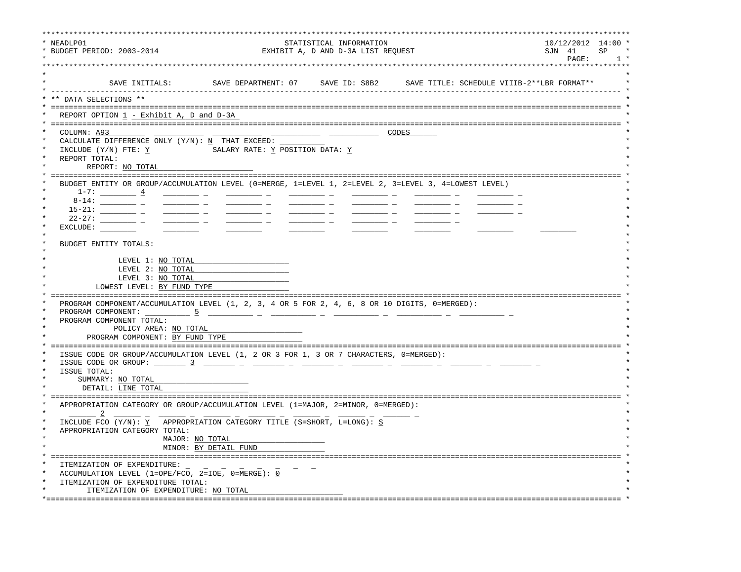```
******************************************************************************************************************************************
* NEADLP01                                          STATISTICAL INFORMATION                                           10/12/2012  14:00 *
* BUDGET PERIOD: 2003-2014                      EXHIBIT A, D AND D-3A LIST REQUEST                                    SJN  41     SP    *
*                                                                                                                     PAGE:         1 *
******************************************************************************************************************************************
*                                                                                                                                        *
*              SAVE INITIALS:         SAVE DEPARTMENT: 07     SAVE ID: S8B2      SAVE TITLE: SCHEDULE VIIIB-2**LBR FORMAT**              *
* -------------------------------------------------------------------------------------------------------------------------------------- *
* ** DATA SELECTIONS **                                                                                                                  *
* ====================================================================================================================================== *
*   REPORT OPTION 1 - Exhibit A, D and D-3A                                                                                              *
* ====================================================================================================================================== *
*   COLUMN: A93________  ___________  ___________  ___________  ___________  CODES______                                                 *
*   CALCULATE DIFFERENCE ONLY (Y/N): N  THAT EXCEED: __________                                                                          *
*   INCLUDE (Y/N) FTE: Y             SALARY RATE: Y POSITION DATA: Y                                                                     *
*   REPORT TOTAL:                                                                                                                        *
*         REPORT: NO TOTAL____________________                                                                                           *
* ====================================================================================================================================== *
*   BUDGET ENTITY OR GROUP/ACCUMULATION LEVEL (0=MERGE, 1=LEVEL 1, 2=LEVEL 2, 3=LEVEL 3, 4=LOWEST LEVEL)                                 *
*       1-7: ________ 4    ________ _    ________ _    ________ _    ________ _    ________ _    ________ _                                *
*      8-14: ________ _    ________ _    ________ _    ________ _    ________ _    ________ _    ________ _                                *
*     15-21: ________ _    ________ _    ________ _    ________ _    ________ _    ________ _    ________ _                                *
*     22-27: ________ _    ________ _    ________ _    ________ _    ________ _    ________ _                                              *
*   EXCLUDE: ________      ________      ________      ________      ________      ________      ________      ________                  *
*                                                                                                                                        *
*   BUDGET ENTITY TOTALS:                                                                                                                *
*                                                                                                                                        *
*                LEVEL 1: NO TOTAL____________________                                                                                   *
*                LEVEL 2: NO TOTAL____________________                                                                                   *
*                LEVEL 3: NO TOTAL____________________                                                                                   *
*           LOWEST LEVEL: BY FUND TYPE________________                                                                                   *
* ====================================================================================================================================== *
*   PROGRAM COMPONENT/ACCUMULATION LEVEL (1, 2, 3, 4 OR 5 FOR 2, 4, 6, 8 OR 10 DIGITS, 0=MERGED):                                        *
*   PROGRAM COMPONENT: __________ 5  __________ _  __________ _  __________ _  __________ _  __________ _                                *
*   PROGRAM COMPONENT TOTAL:                                                                                                             *
*             POLICY AREA: NO TOTAL____________________                                                                                  *
*         PROGRAM COMPONENT: BY FUND TYPE________________                                                                                *
* ====================================================================================================================================== *
*   ISSUE CODE OR GROUP/ACCUMULATION LEVEL (1, 2 OR 3 FOR 1, 3 OR 7 CHARACTERS, 0=MERGED):                                               *
*   ISSUE CODE OR GROUP: _______ 3  _______ _  _______ _  _______ _  _______ _  _______ _  _______ _  _______ _                          *
*   ISSUE TOTAL:                                                                                                                         *
*       SUMMARY: NO TOTAL____________________                                                                                            *
*        DETAIL: LINE TOTAL__________________                                                                                            *
* ====================================================================================================================================== *
*   APPROPRIATION CATEGORY OR GROUP/ACCUMULATION LEVEL (1=MAJOR, 2=MINOR, 0=MERGED):                                                     *
*   ______ 2  ______ _  ______ _  ______ _  ______ _  ______ _  ______ _  ______ _                                                       *
*   INCLUDE FCO (Y/N): Y   APPROPRIATION CATEGORY TITLE (S=SHORT, L=LONG): S                                                             *
*   APPROPRIATION CATEGORY TOTAL:                                                                                                        *
*                       MAJOR: NO TOTAL____________________                                                                              *
*                       MINOR: BY DETAIL FUND______________                                                                              *
* ====================================================================================================================================== *
*   ITEMIZATION OF EXPENDITURE: _  _  _  _  _  _  _  _                                                                                   *
*   ACCUMULATION LEVEL (1=OPE/FCO, 2=IOE, 0=MERGE): 0                                                                                    *
*   ITEMIZATION OF EXPENDITURE TOTAL:                                                                                                    *
*         ITEMIZATION OF EXPENDITURE: NO TOTAL____________________                                                                       *
*======================================================================================================================================= *
```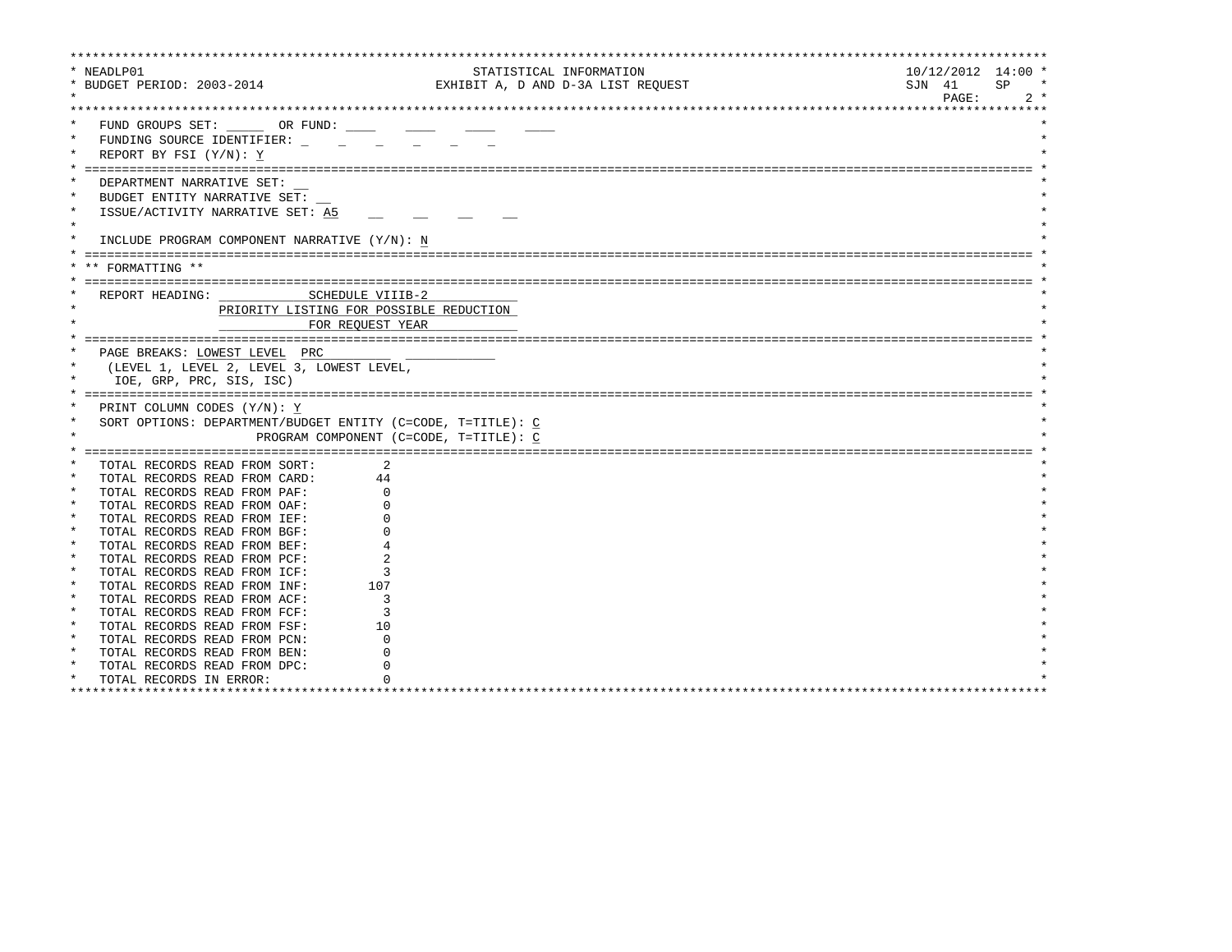```
***********************************************************************************************************************************
* NEADLP01                                        STATISTICAL INFORMATION                                          10/12/2012  14:00 *
* BUDGET PERIOD: 2003-2014                   EXHIBIT A, D AND D-3A LIST REQUEST                                    SJN  41     SP    *
*                                                                                                                       PAGE:      2 *
***********************************************************************************************************************************
*   FUND GROUPS SET: _____  OR FUND: ____    ____    ____    ____                                                                  *
*   FUNDING SOURCE IDENTIFIER: _    _    _    _    _    _                                                                          *
*   REPORT BY FSI (Y/N): Y                                                                                                         *
* ============================================================================================================================== *
*   DEPARTMENT NARRATIVE SET: __                                                                                                   *
*   BUDGET ENTITY NARRATIVE SET: __                                                                                                *
*   ISSUE/ACTIVITY NARRATIVE SET: A5    __    __    __    __                                                                       *
*                                                                                                                                  *
*   INCLUDE PROGRAM COMPONENT NARRATIVE (Y/N): N                                                                                   *
* ============================================================================================================================== *
* ** FORMATTING **                                                                                                                 *
* ============================================================================================================================== *
*   REPORT HEADING: ____________SCHEDULE VIIIB-2____________                                                                       *
*                   PRIORITY LISTING FOR POSSIBLE REDUCTION                                                                        *
*                   ____________FOR REQUEST YEAR____________                                                                       *
* ============================================================================================================================== *
*   PAGE BREAKS: LOWEST LEVEL  PRC__________  ____________                                                                         *
*    (LEVEL 1, LEVEL 2, LEVEL 3, LOWEST LEVEL,                                                                                     *
*     IOE, GRP, PRC, SIS, ISC)                                                                                                     *
* ============================================================================================================================== *
*   PRINT COLUMN CODES (Y/N): Y                                                                                                    *
*   SORT OPTIONS: DEPARTMENT/BUDGET ENTITY (C=CODE, T=TITLE): C                                                                    *
*                         PROGRAM COMPONENT (C=CODE, T=TITLE): C                                                                   *
* ============================================================================================================================== *
*   TOTAL RECORDS READ FROM SORT:         2                                                                                        *
*   TOTAL RECORDS READ FROM CARD:        44                                                                                        *
*   TOTAL RECORDS READ FROM PAF:          0                                                                                        *
*   TOTAL RECORDS READ FROM OAF:          0                                                                                        *
*   TOTAL RECORDS READ FROM IEF:          0                                                                                        *
*   TOTAL RECORDS READ FROM BGF:          0                                                                                        *
*   TOTAL RECORDS READ FROM BEF:          4                                                                                        *
*   TOTAL RECORDS READ FROM PCF:          2                                                                                        *
*   TOTAL RECORDS READ FROM ICF:          3                                                                                        *
*   TOTAL RECORDS READ FROM INF:        107                                                                                        *
*   TOTAL RECORDS READ FROM ACF:          3                                                                                        *
*   TOTAL RECORDS READ FROM FCF:          3                                                                                        *
*   TOTAL RECORDS READ FROM FSF:         10                                                                                        *
*   TOTAL RECORDS READ FROM PCN:          0                                                                                        *
*   TOTAL RECORDS READ FROM BEN:          0                                                                                        *
*   TOTAL RECORDS READ FROM DPC:          0                                                                                        *
*   TOTAL RECORDS IN ERROR:               0                                                                                        *
***********************************************************************************************************************************
```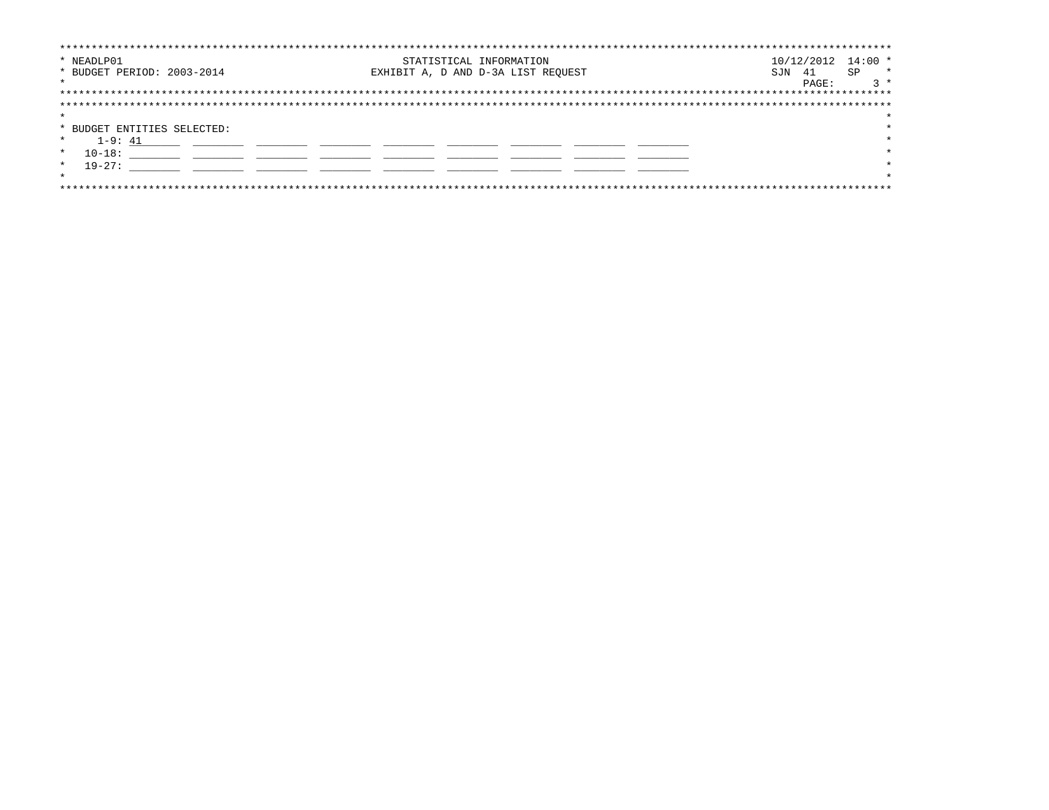```
************************************************************************************************************************************
* NEADLP01                                          STATISTICAL INFORMATION                                        10/12/2012  14:00 *
* BUDGET PERIOD: 2003-2014                      EXHIBIT A, D AND D-3A LIST REQUEST                                 SJN  41     SP    *
*                                                                                                                      PAGE:      3 *
************************************************************************************************************************************
************************************************************************************************************************************
*                                                                                                                                   *
* BUDGET ENTITIES SELECTED:                                                                                                         *
*      1-9: 41______  ________  ________  ________  ________  ________  ________  ________  ________                                *
*    10-18: ________  ________  ________  ________  ________  ________  ________  ________  ________                                *
*    19-27: ________  ________  ________  ________  ________  ________  ________  ________  ________                                *
*                                                                                                                                   *
************************************************************************************************************************************
```